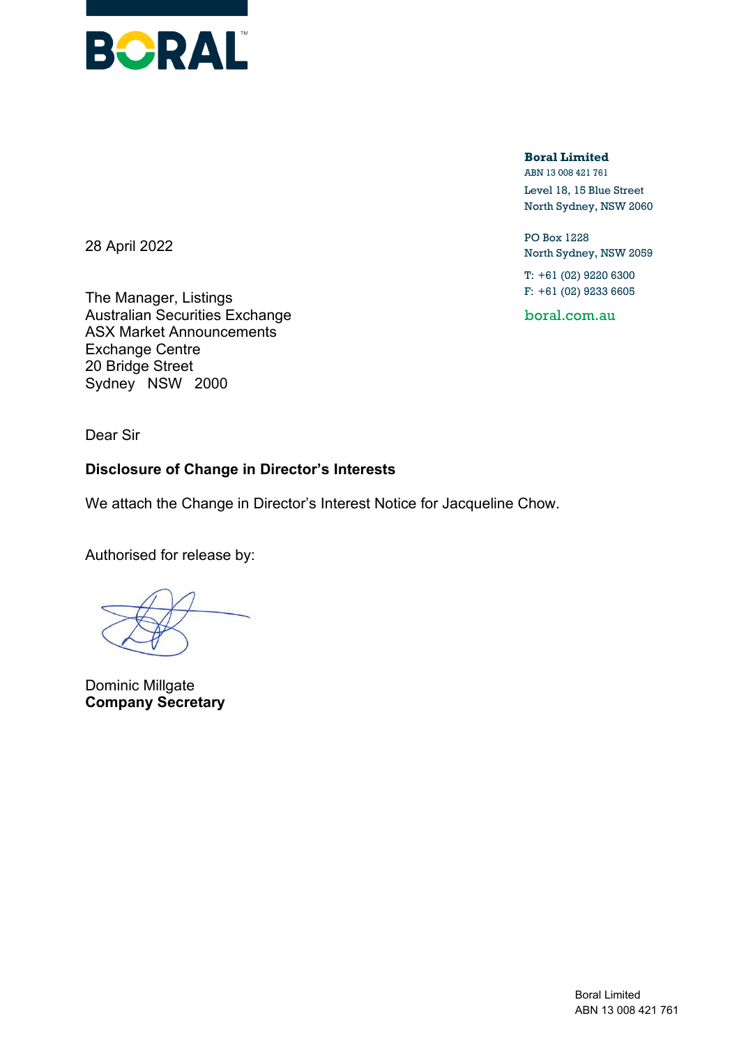BORAL

**Boral Limited**
ABN 13 008 421 761
Level 18, 15 Blue Street
North Sydney, NSW 2060

PO Box 1228
North Sydney, NSW 2059

T: +61 (02) 9220 6300
F: +61 (02) 9233 6605

boral.com.au

28 April 2022

The Manager, Listings
Australian Securities Exchange
ASX Market Announcements
Exchange Centre
20 Bridge Street
Sydney NSW 2000

Dear Sir

**Disclosure of Change in Director's Interests**

We attach the Change in Director's Interest Notice for Jacqueline Chow.

Authorised for release by:

Dominic Millgate
**Company Secretary**

Boral Limited
ABN 13 008 421 761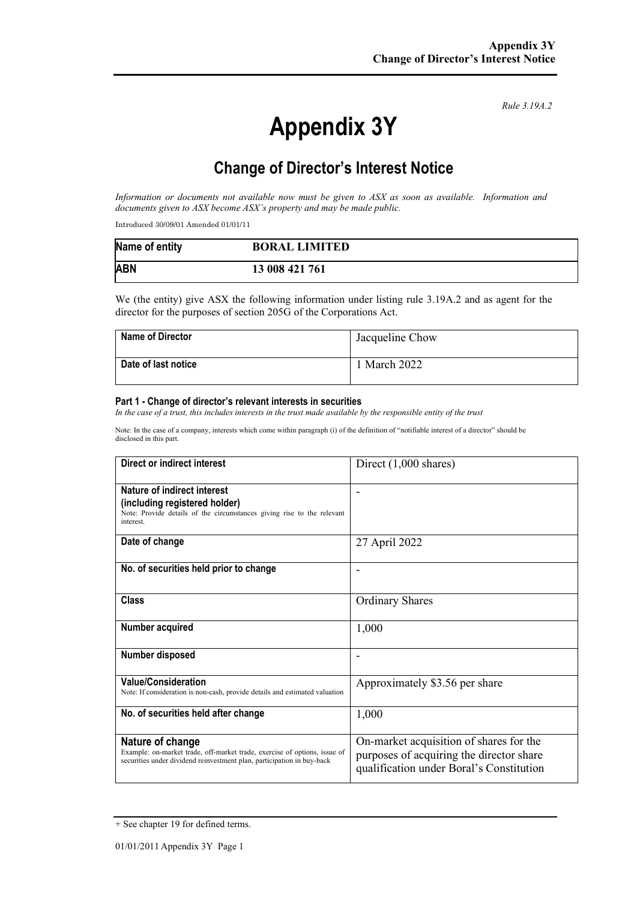Rule 3.19A.2

# Appendix 3Y

## Change of Director's Interest Notice

*Information or documents not available now must be given to ASX as soon as available. Information and documents given to ASX become ASX's property and may be made public.*

Introduced 30/09/01 Amended 01/01/11

| Name of entity | BORAL LIMITED |
|---|---|
| ABN | 13 008 421 761 |

We (the entity) give ASX the following information under listing rule 3.19A.2 and as agent for the director for the purposes of section 205G of the Corporations Act.

| Name of Director | Jacqueline Chow |
|---|---|
| Date of last notice | 1 March 2022 |

#### Part 1 - Change of director's relevant interests in securities

*In the case of a trust, this includes interests in the trust made available by the responsible entity of the trust*

Note: In the case of a company, interests which come within paragraph (i) of the definition of "notifiable interest of a director" should be disclosed in this part.

| Direct or indirect interest | Direct (1,000 shares) |
|---|---|
| **Nature of indirect interest (including registered holder)**<br>Note: Provide details of the circumstances giving rise to the relevant interest. | - |
| **Date of change** | 27 April 2022 |
| **No. of securities held prior to change** | - |
| **Class** | Ordinary Shares |
| **Number acquired** | 1,000 |
| **Number disposed** | - |
| **Value/Consideration**<br>Note: If consideration is non-cash, provide details and estimated valuation | Approximately $3.56 per share |
| **No. of securities held after change** | 1,000 |
| **Nature of change**<br>Example: on-market trade, off-market trade, exercise of options, issue of securities under dividend reinvestment plan, participation in buy-back | On-market acquisition of shares for the purposes of acquiring the director share qualification under Boral's Constitution |

+ See chapter 19 for defined terms.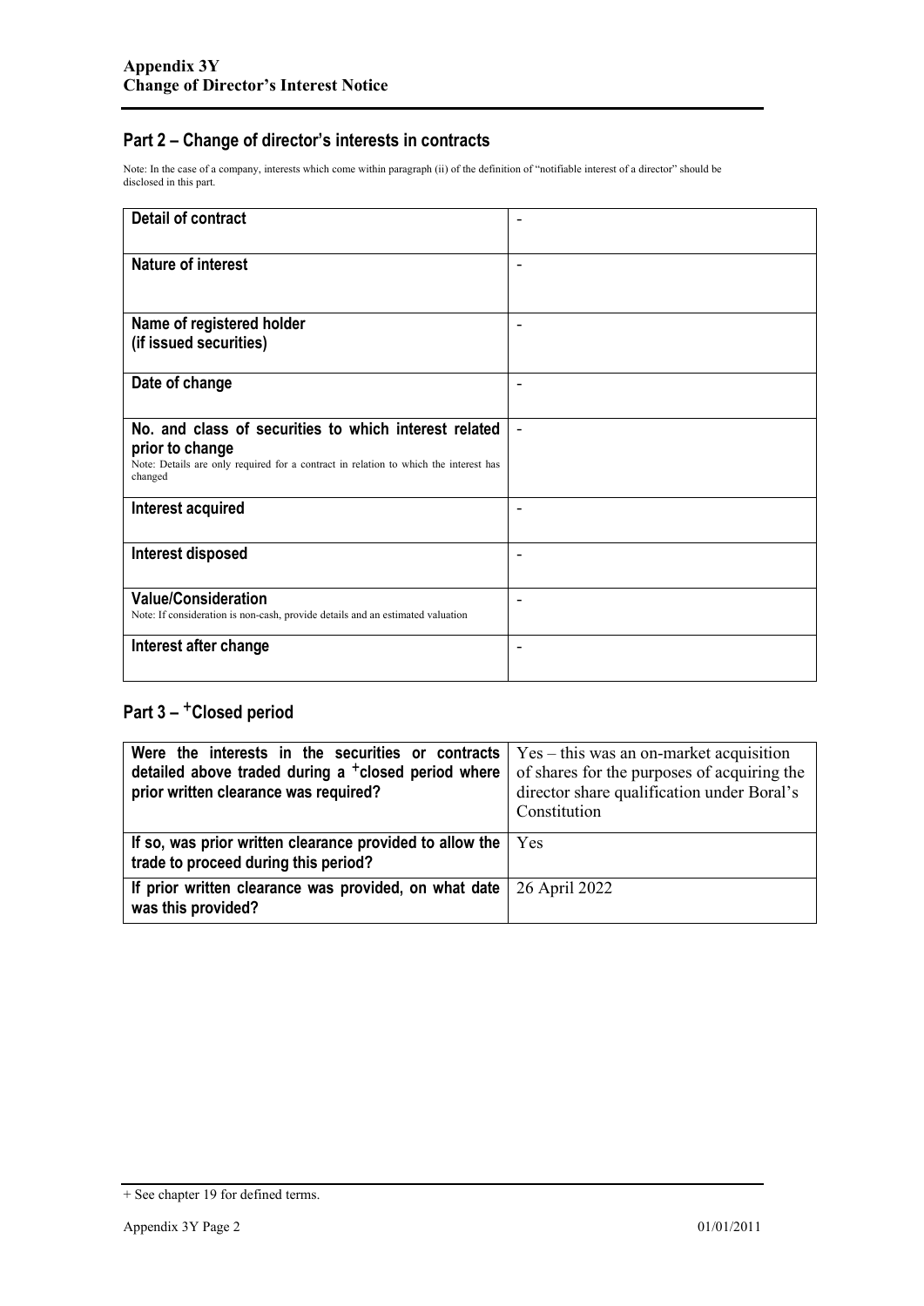## Part 2 – Change of director's interests in contracts

Note: In the case of a company, interests which come within paragraph (ii) of the definition of "notifiable interest of a director" should be disclosed in this part.

| | |
|---|---|
| **Detail of contract** | - |
| **Nature of interest** | - |
| **Name of registered holder (if issued securities)** | - |
| **Date of change** | - |
| **No. and class of securities to which interest related prior to change**<br>Note: Details are only required for a contract in relation to which the interest has changed | - |
| **Interest acquired** | - |
| **Interest disposed** | - |
| **Value/Consideration**<br>Note: If consideration is non-cash, provide details and an estimated valuation | - |
| **Interest after change** | - |

## Part 3 – +Closed period

| | |
|---|---|
| **Were the interests in the securities or contracts detailed above traded during a +closed period where prior written clearance was required?** | Yes – this was an on-market acquisition of shares for the purposes of acquiring the director share qualification under Boral's Constitution |
| **If so, was prior written clearance provided to allow the trade to proceed during this period?** | Yes |
| **If prior written clearance was provided, on what date was this provided?** | 26 April 2022 |

+ See chapter 19 for defined terms.